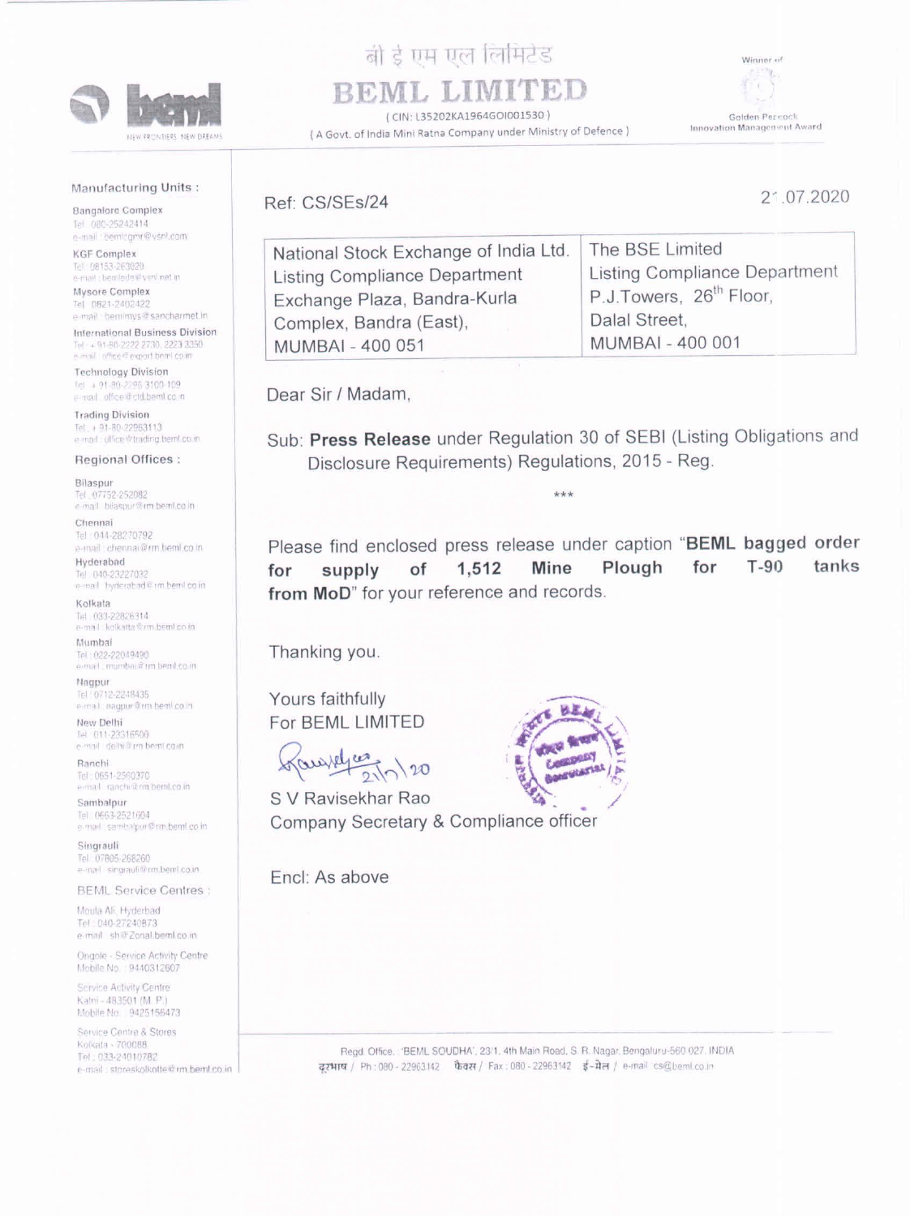बी ई एम एल लिमिटेड

# BEML LIMITED

( CIN: L35202KA1964GOI001530 )

( A Govt. of India Mini Ratna Company under Ministry of Defence )

Winner of Golden Peacock Innovation Management Award

**Manufacturing Units :**

Bangalore Complex
Tel : 080-25242414
e-mail : bemlcgmr@vsnl.com

KGF Complex
Tel : 08153-263020
e-mail : bemlede@vsnl.net.in

Mysore Complex
Tel : 0821-2402422
e-mail : bemlmys@sancharnet.in

International Business Division
Tel : + 91-80-2222 2730, 2223 3350
e-mail : office@export.beml.co.in

Technology Division
Tel : + 91-80-2296 3100-109
e-mail : office@ctd.beml.co.in

Trading Division
Tel : + 91-80-22963113
e-mail : office@trading.beml.co.in

**Regional Offices :**

Bilaspur
Tel : 07752-252082
e-mail : bilaspur@rm.beml.co.in

Chennai
Tel : 044-28270792
e-mail : chennai@rm.beml.co.in

Hyderabad
Tel : 040-23227032
e-mail : hyderabad@rm.beml.co.in

Kolkata
Tel : 033-22826314
e-mail : kolkatta@rm.beml.co.in

Mumbai
Tel : 022-22049490
e-mail : mumbai@rm.beml.co.in

Nagpur
Tel : 0712-2248435
e-mail : nagpur@rm.beml.co.in

New Delhi
Tel : 011-23316500
e-mail : delhi@rm.beml.co.in

Ranchi
Tel : 0651-2560370
e-mail : ranchi@rm.beml.co.in

Sambalpur
Tel : 0663-2521604
e-mail : sambalpur@rm.beml.co.in

Singrauli
Tel : 07805-268260
e-mail : singrauli@rm.beml.co.in

**BEML Service Centres :**

Moula Ali, Hyderbad
Tel : 040-27240873
e-mail : sh@Zonal.beml.co.in

Ongole - Service Activity Centre
Mobile No. : 9440312607

Service Activity Centre
Katni - 483501 (M. P.)
Mobile No. : 9425156473

Service Centre & Stores
Kolkata - 700088
Tel : 033-24010782
e-mail : storeskolkotte@rm.beml.co.in

Ref: CS/SEs/24

21.07.2020

| National Stock Exchange of India Ltd. | The BSE Limited |
|---|---|
| Listing Compliance Department | Listing Compliance Department |
| Exchange Plaza, Bandra-Kurla Complex, Bandra (East), | P.J.Towers, 26th Floor, Dalal Street, |
| MUMBAI - 400 051 | MUMBAI - 400 001 |

Dear Sir / Madam,

Sub: **Press Release** under Regulation 30 of SEBI (Listing Obligations and Disclosure Requirements) Regulations, 2015 - Reg.

***

Please find enclosed press release under caption "**BEML bagged order for supply of 1,512 Mine Plough for T-90 tanks from MoD**" for your reference and records.

Thanking you.

Yours faithfully
For BEML LIMITED

21/7/20

S V Ravisekhar Rao
Company Secretary & Compliance officer

Encl: As above

Regd. Office. "BEML SOUDHA", 23/1, 4th Main Road, S. R. Nagar, Bengaluru-560 027. INDIA
दूरभाष / Ph : 080 - 22963142 फैक्स / Fax : 080 - 22963142 ई-मेल / e-mail : cs@beml.co.in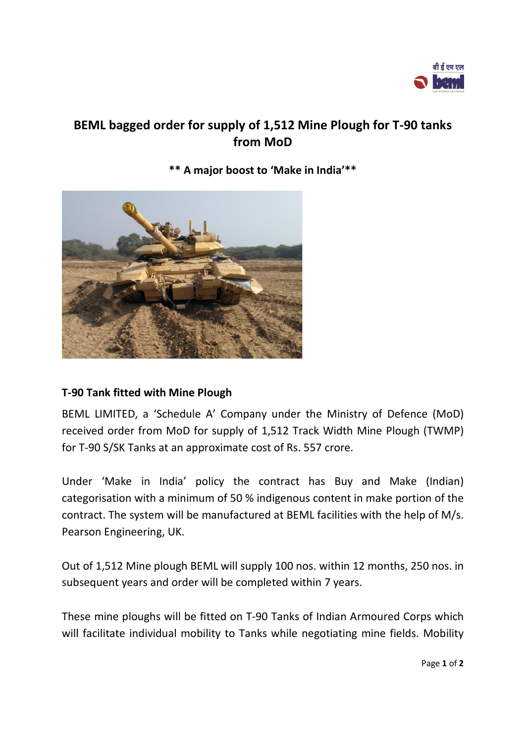# BEML bagged order for supply of 1,512 Mine Plough for T-90 tanks from MoD

**\*\* A major boost to 'Make in India'\*\***

**T-90 Tank fitted with Mine Plough**

BEML LIMITED, a 'Schedule A' Company under the Ministry of Defence (MoD) received order from MoD for supply of 1,512 Track Width Mine Plough (TWMP) for T-90 S/SK Tanks at an approximate cost of Rs. 557 crore.

Under 'Make in India' policy the contract has Buy and Make (Indian) categorisation with a minimum of 50 % indigenous content in make portion of the contract. The system will be manufactured at BEML facilities with the help of M/s. Pearson Engineering, UK.

Out of 1,512 Mine plough BEML will supply 100 nos. within 12 months, 250 nos. in subsequent years and order will be completed within 7 years.

These mine ploughs will be fitted on T-90 Tanks of Indian Armoured Corps which will facilitate individual mobility to Tanks while negotiating mine fields. Mobility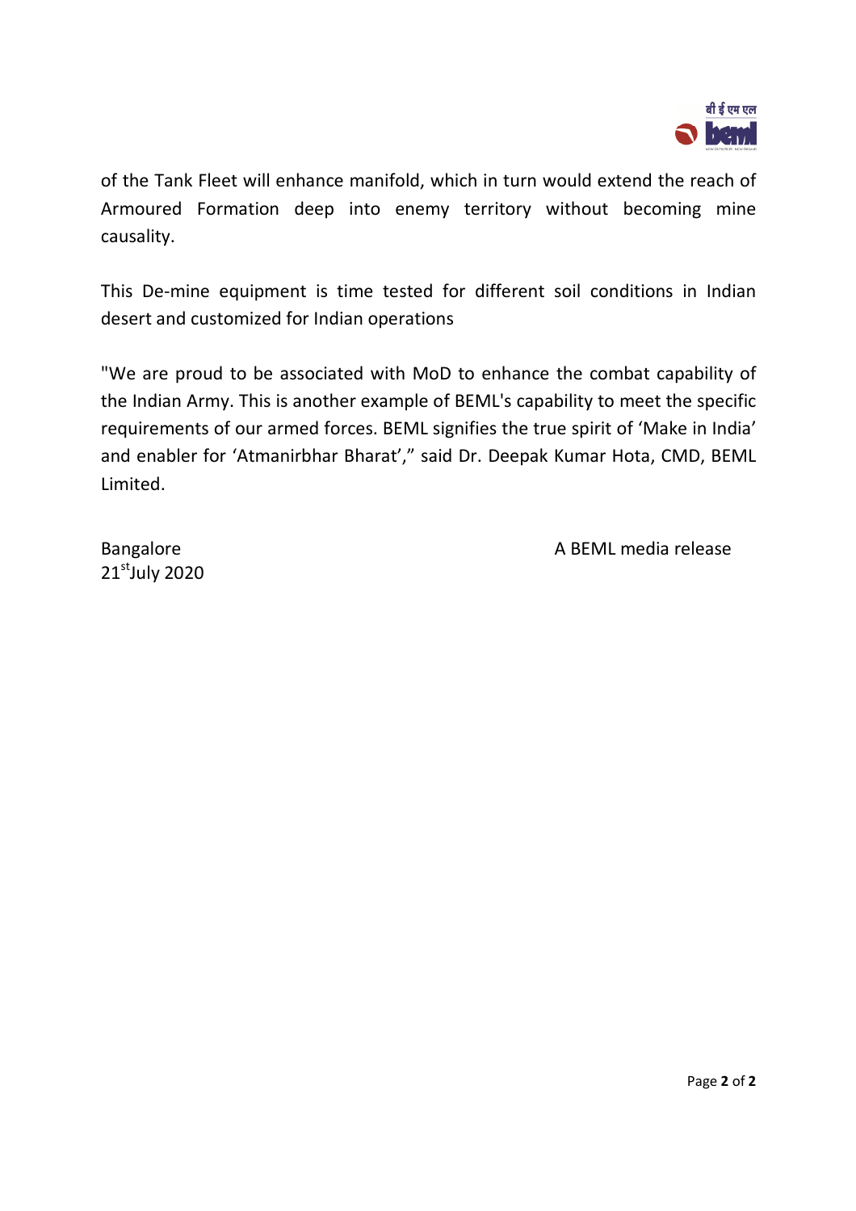of the Tank Fleet will enhance manifold, which in turn would extend the reach of Armoured Formation deep into enemy territory without becoming mine causality.

This De-mine equipment is time tested for different soil conditions in Indian desert and customized for Indian operations

"We are proud to be associated with MoD to enhance the combat capability of the Indian Army. This is another example of BEML's capability to meet the specific requirements of our armed forces. BEML signifies the true spirit of 'Make in India' and enabler for 'Atmanirbhar Bharat'," said Dr. Deepak Kumar Hota, CMD, BEML Limited.

Bangalore
21st July 2020

A BEML media release